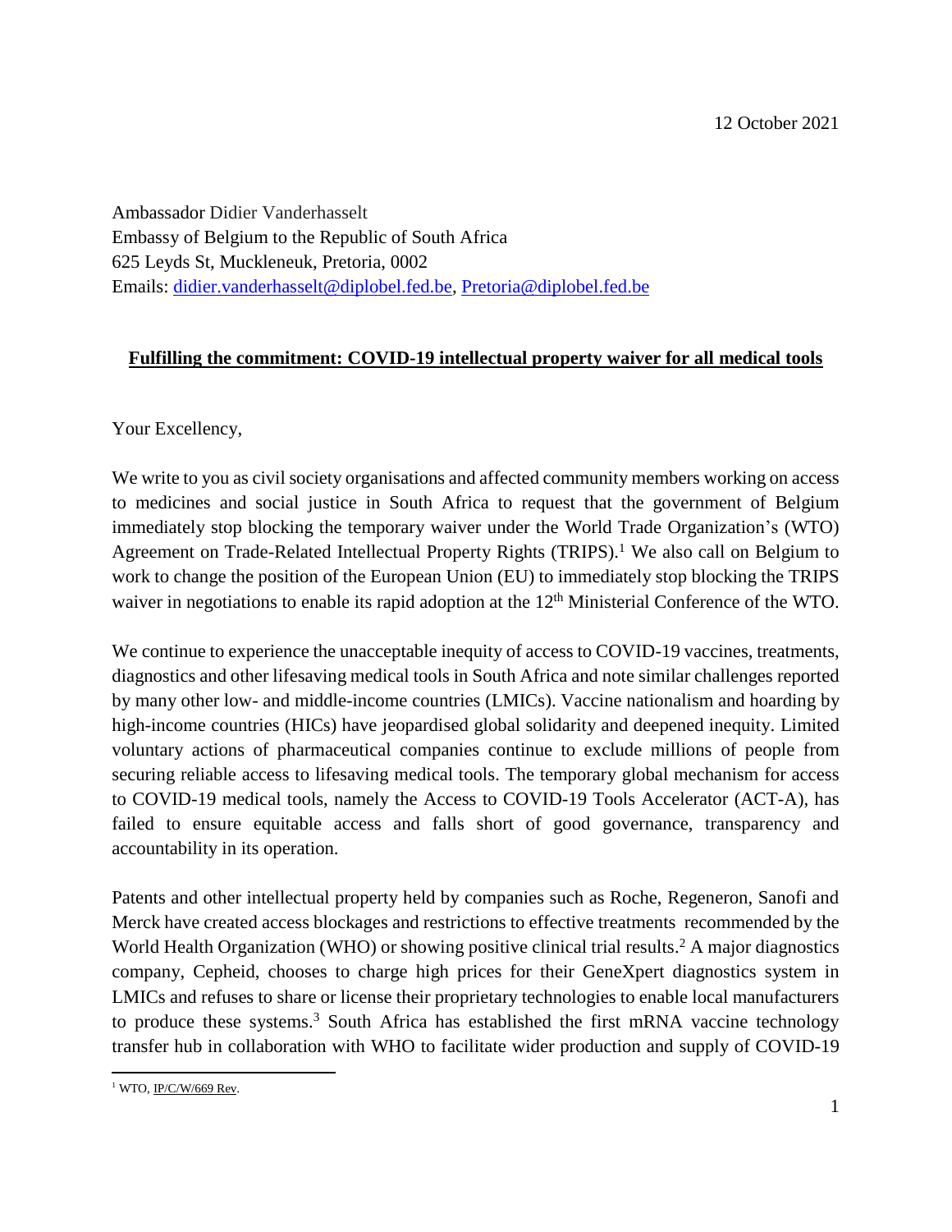12 October 2021

Ambassador Didier Vanderhasselt
Embassy of Belgium to the Republic of South Africa
625 Leyds St, Muckleneuk, Pretoria, 0002
Emails: didier.vanderhasselt@diplobel.fed.be, Pretoria@diplobel.fed.be

**Fulfilling the commitment: COVID-19 intellectual property waiver for all medical tools**

Your Excellency,

We write to you as civil society organisations and affected community members working on access to medicines and social justice in South Africa to request that the government of Belgium immediately stop blocking the temporary waiver under the World Trade Organization's (WTO) Agreement on Trade-Related Intellectual Property Rights (TRIPS).[1] We also call on Belgium to work to change the position of the European Union (EU) to immediately stop blocking the TRIPS waiver in negotiations to enable its rapid adoption at the 12th Ministerial Conference of the WTO.

We continue to experience the unacceptable inequity of access to COVID-19 vaccines, treatments, diagnostics and other lifesaving medical tools in South Africa and note similar challenges reported by many other low- and middle-income countries (LMICs). Vaccine nationalism and hoarding by high-income countries (HICs) have jeopardised global solidarity and deepened inequity. Limited voluntary actions of pharmaceutical companies continue to exclude millions of people from securing reliable access to lifesaving medical tools. The temporary global mechanism for access to COVID-19 medical tools, namely the Access to COVID-19 Tools Accelerator (ACT-A), has failed to ensure equitable access and falls short of good governance, transparency and accountability in its operation.

Patents and other intellectual property held by companies such as Roche, Regeneron, Sanofi and Merck have created access blockages and restrictions to effective treatments recommended by the World Health Organization (WHO) or showing positive clinical trial results.[2] A major diagnostics company, Cepheid, chooses to charge high prices for their GeneXpert diagnostics system in LMICs and refuses to share or license their proprietary technologies to enable local manufacturers to produce these systems.[3] South Africa has established the first mRNA vaccine technology transfer hub in collaboration with WHO to facilitate wider production and supply of COVID-19

[1] WTO, IP/C/W/669 Rev.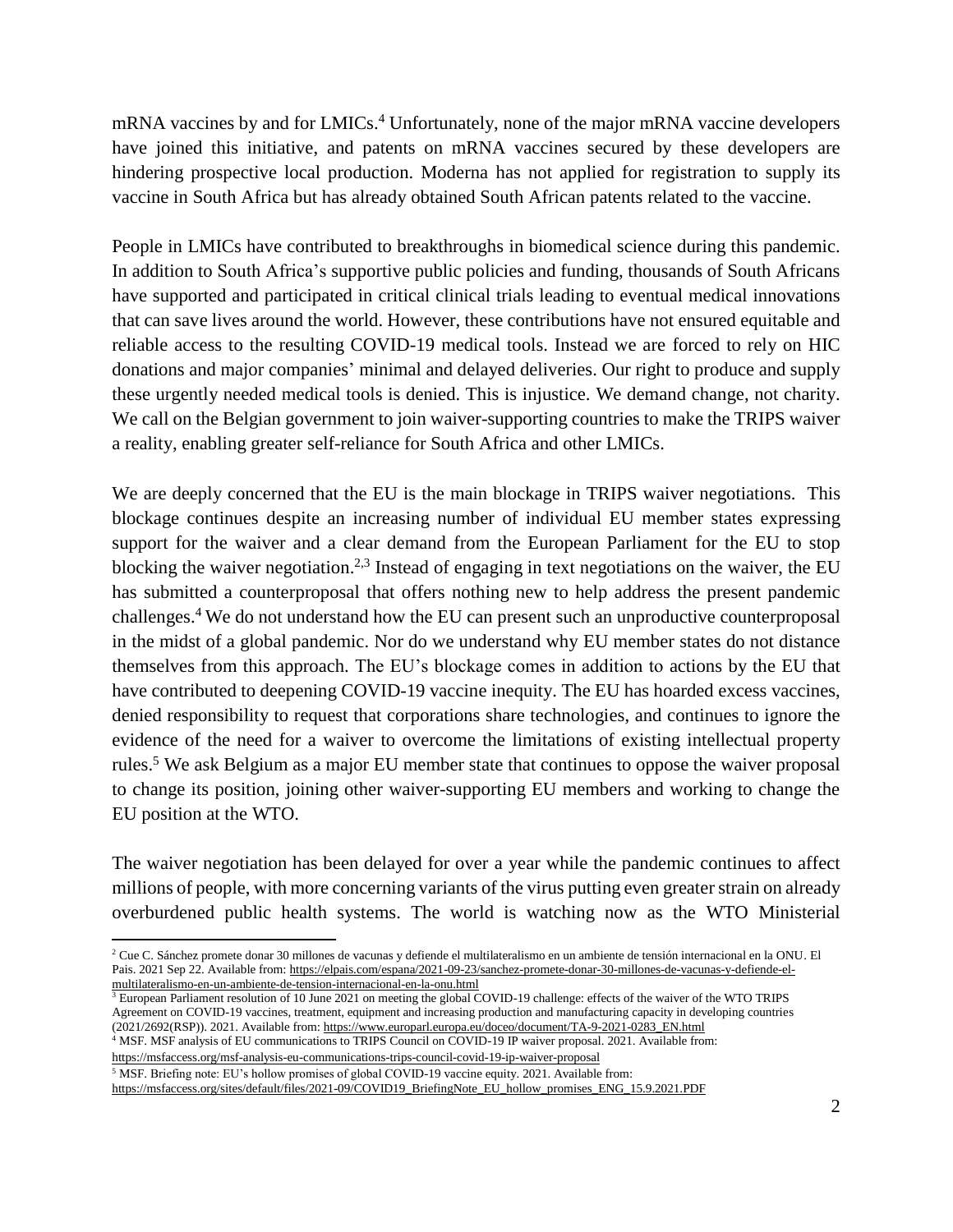mRNA vaccines by and for LMICs.[4] Unfortunately, none of the major mRNA vaccine developers have joined this initiative, and patents on mRNA vaccines secured by these developers are hindering prospective local production. Moderna has not applied for registration to supply its vaccine in South Africa but has already obtained South African patents related to the vaccine.

People in LMICs have contributed to breakthroughs in biomedical science during this pandemic. In addition to South Africa's supportive public policies and funding, thousands of South Africans have supported and participated in critical clinical trials leading to eventual medical innovations that can save lives around the world. However, these contributions have not ensured equitable and reliable access to the resulting COVID-19 medical tools. Instead we are forced to rely on HIC donations and major companies' minimal and delayed deliveries. Our right to produce and supply these urgently needed medical tools is denied. This is injustice. We demand change, not charity. We call on the Belgian government to join waiver-supporting countries to make the TRIPS waiver a reality, enabling greater self-reliance for South Africa and other LMICs.

We are deeply concerned that the EU is the main blockage in TRIPS waiver negotiations. This blockage continues despite an increasing number of individual EU member states expressing support for the waiver and a clear demand from the European Parliament for the EU to stop blocking the waiver negotiation.[2,3] Instead of engaging in text negotiations on the waiver, the EU has submitted a counterproposal that offers nothing new to help address the present pandemic challenges.[4] We do not understand how the EU can present such an unproductive counterproposal in the midst of a global pandemic. Nor do we understand why EU member states do not distance themselves from this approach. The EU's blockage comes in addition to actions by the EU that have contributed to deepening COVID-19 vaccine inequity. The EU has hoarded excess vaccines, denied responsibility to request that corporations share technologies, and continues to ignore the evidence of the need for a waiver to overcome the limitations of existing intellectual property rules.[5] We ask Belgium as a major EU member state that continues to oppose the waiver proposal to change its position, joining other waiver-supporting EU members and working to change the EU position at the WTO.

The waiver negotiation has been delayed for over a year while the pandemic continues to affect millions of people, with more concerning variants of the virus putting even greater strain on already overburdened public health systems. The world is watching now as the WTO Ministerial

---

[2] Cue C. Sánchez promete donar 30 millones de vacunas y defiende el multilateralismo en un ambiente de tensión internacional en la ONU. El Pais. 2021 Sep 22. Available from: https://elpais.com/espana/2021-09-23/sanchez-promete-donar-30-millones-de-vacunas-y-defiende-el-multilateralismo-en-un-ambiente-de-tension-internacional-en-la-onu.html

[3] European Parliament resolution of 10 June 2021 on meeting the global COVID-19 challenge: effects of the waiver of the WTO TRIPS Agreement on COVID-19 vaccines, treatment, equipment and increasing production and manufacturing capacity in developing countries (2021/2692(RSP)). 2021. Available from: https://www.europarl.europa.eu/doceo/document/TA-9-2021-0283_EN.html

[4] MSF. MSF analysis of EU communications to TRIPS Council on COVID-19 IP waiver proposal. 2021. Available from: https://msfaccess.org/msf-analysis-eu-communications-trips-council-covid-19-ip-waiver-proposal

[5] MSF. Briefing note: EU's hollow promises of global COVID-19 vaccine equity. 2021. Available from: https://msfaccess.org/sites/default/files/2021-09/COVID19_BriefingNote_EU_hollow_promises_ENG_15.9.2021.PDF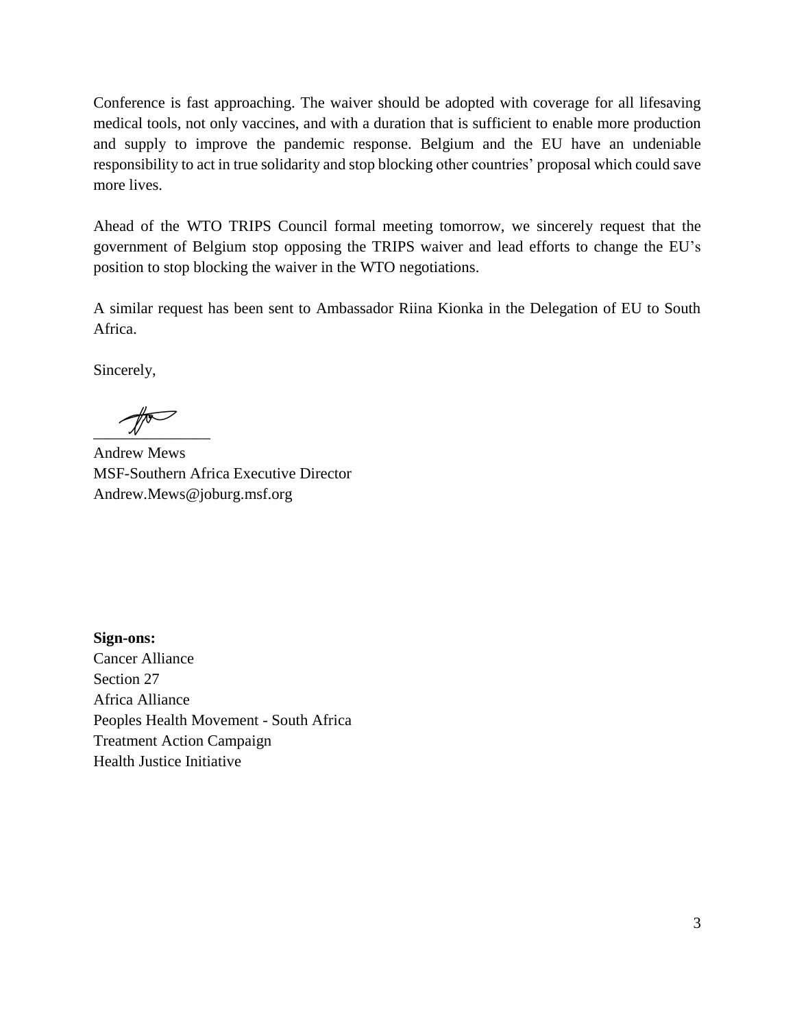Conference is fast approaching. The waiver should be adopted with coverage for all lifesaving medical tools, not only vaccines, and with a duration that is sufficient to enable more production and supply to improve the pandemic response. Belgium and the EU have an undeniable responsibility to act in true solidarity and stop blocking other countries' proposal which could save more lives.

Ahead of the WTO TRIPS Council formal meeting tomorrow, we sincerely request that the government of Belgium stop opposing the TRIPS waiver and lead efforts to change the EU's position to stop blocking the waiver in the WTO negotiations.

A similar request has been sent to Ambassador Riina Kionka in the Delegation of EU to South Africa.

Sincerely,

\_\_\_\_\_\_\_\_\_\_\_\_\_\_\_

Andrew Mews
MSF-Southern Africa Executive Director
Andrew.Mews@joburg.msf.org

**Sign-ons:**
Cancer Alliance
Section 27
Africa Alliance
Peoples Health Movement - South Africa
Treatment Action Campaign
Health Justice Initiative